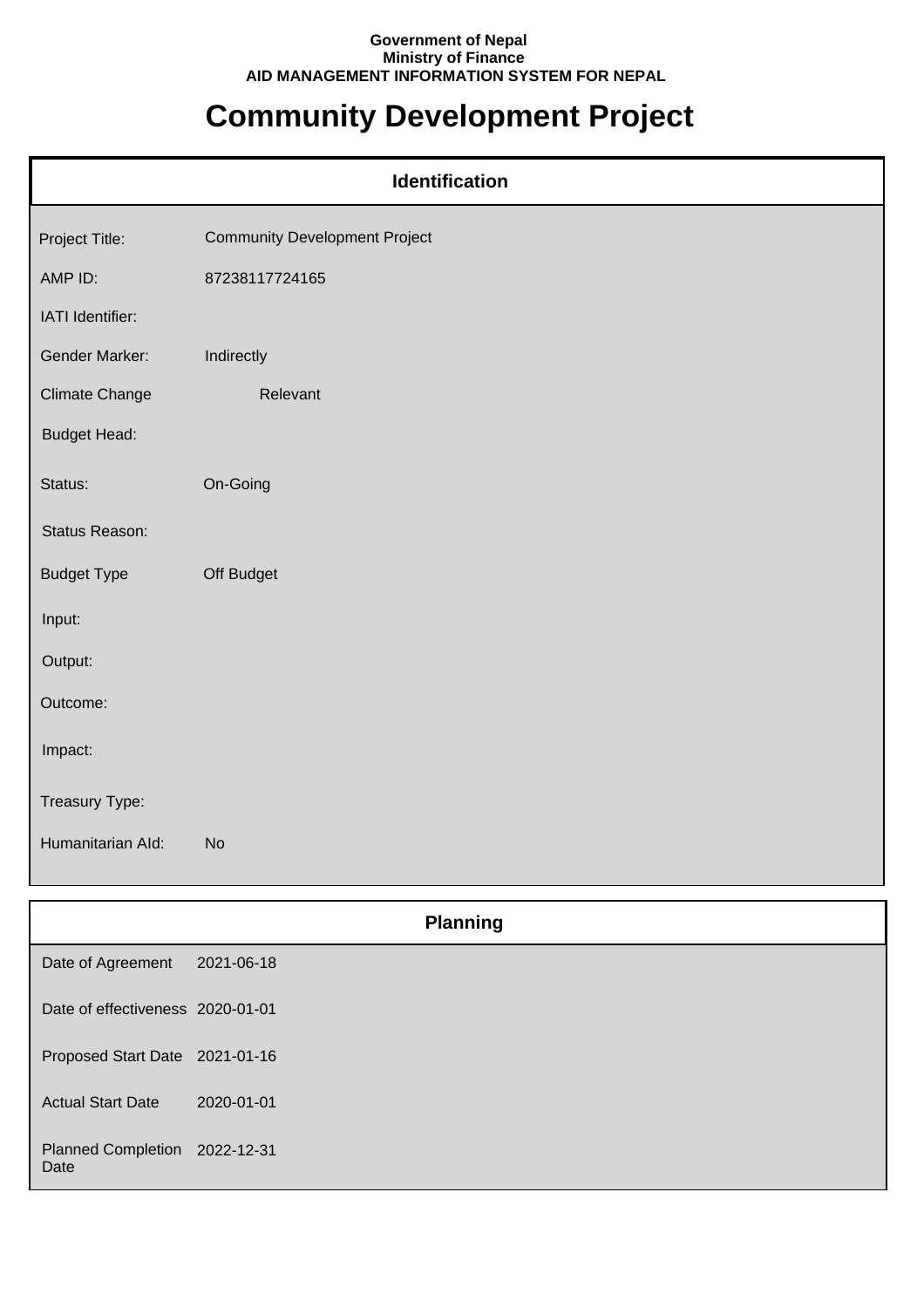**Government of Nepal**
**Ministry of Finance**
**AID MANAGEMENT INFORMATION SYSTEM FOR NEPAL**

# Community Development Project

## Identification

| | |
|---|---|
| Project Title: | Community Development Project |
| AMP ID: | 87238117724165 |
| IATI Identifier: | |
| Gender Marker: | Indirectly |
| Climate Change | Relevant |
| Budget Head: | |
| Status: | On-Going |
| Status Reason: | |
| Budget Type | Off Budget |
| Input: | |
| Output: | |
| Outcome: | |
| Impact: | |
| Treasury Type: | |
| Humanitarian AId: | No |

## Planning

| | |
|---|---|
| Date of Agreement | 2021-06-18 |
| Date of effectiveness | 2020-01-01 |
| Proposed Start Date | 2021-01-16 |
| Actual Start Date | 2020-01-01 |
| Planned Completion Date | 2022-12-31 |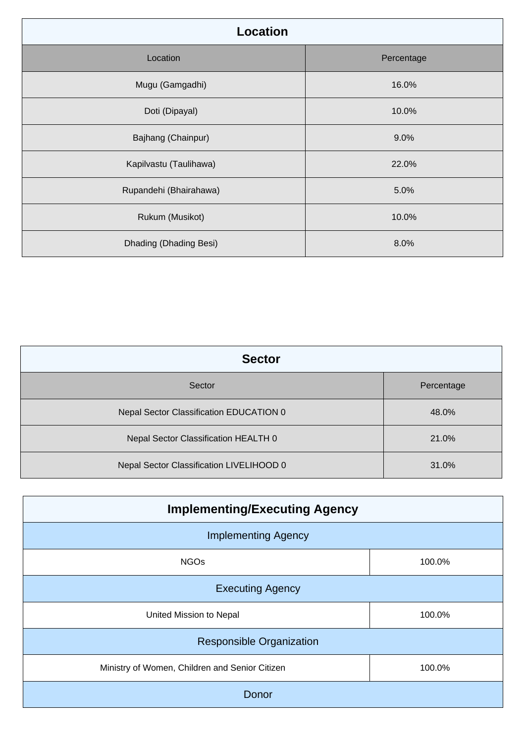## Location

| Location | Percentage |
|---|---|
| Mugu (Gamgadhi) | 16.0% |
| Doti (Dipayal) | 10.0% |
| Bajhang (Chainpur) | 9.0% |
| Kapilvastu (Taulihawa) | 22.0% |
| Rupandehi (Bhairahawa) | 5.0% |
| Rukum (Musikot) | 10.0% |
| Dhading (Dhading Besi) | 8.0% |

## Sector

| Sector | Percentage |
|---|---|
| Nepal Sector Classification EDUCATION 0 | 48.0% |
| Nepal Sector Classification HEALTH 0 | 21.0% |
| Nepal Sector Classification LIVELIHOOD 0 | 31.0% |

## Implementing/Executing Agency

| Implementing Agency | |
|---|---|
| NGOs | 100.0% |
| **Executing Agency** | |
| United Mission to Nepal | 100.0% |
| **Responsible Organization** | |
| Ministry of Women, Children and Senior Citizen | 100.0% |
| **Donor** | |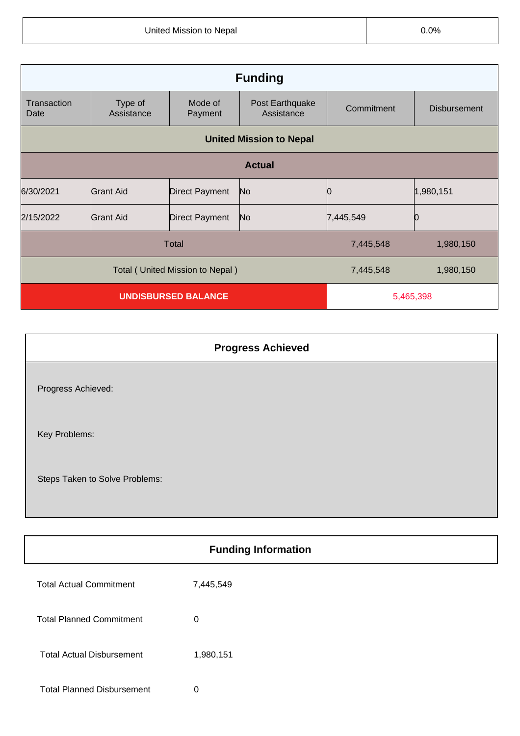| United Mission to Nepal | 0.0% |
|---|---|

| Funding | | | | | |
|---|---|---|---|---|---|
| Transaction Date | Type of Assistance | Mode of Payment | Post Earthquake Assistance | Commitment | Disbursement |
| **United Mission to Nepal** | | | | | |
| **Actual** | | | | | |
| 6/30/2021 | Grant Aid | Direct Payment | No | 0 | 1,980,151 |
| 2/15/2022 | Grant Aid | Direct Payment | No | 7,445,549 | 0 |
| Total | | | | 7,445,548 | 1,980,150 |
| Total ( United Mission to Nepal ) | | | | 7,445,548 | 1,980,150 |
| **UNDISBURSED BALANCE** | | | | 5,465,398 | |

## Progress Achieved

Progress Achieved:

Key Problems:

Steps Taken to Solve Problems:

## Funding Information

| | |
|---|---|
| Total Actual Commitment | 7,445,549 |
| Total Planned Commitment | 0 |
| Total Actual Disbursement | 1,980,151 |
| Total Planned Disbursement | 0 |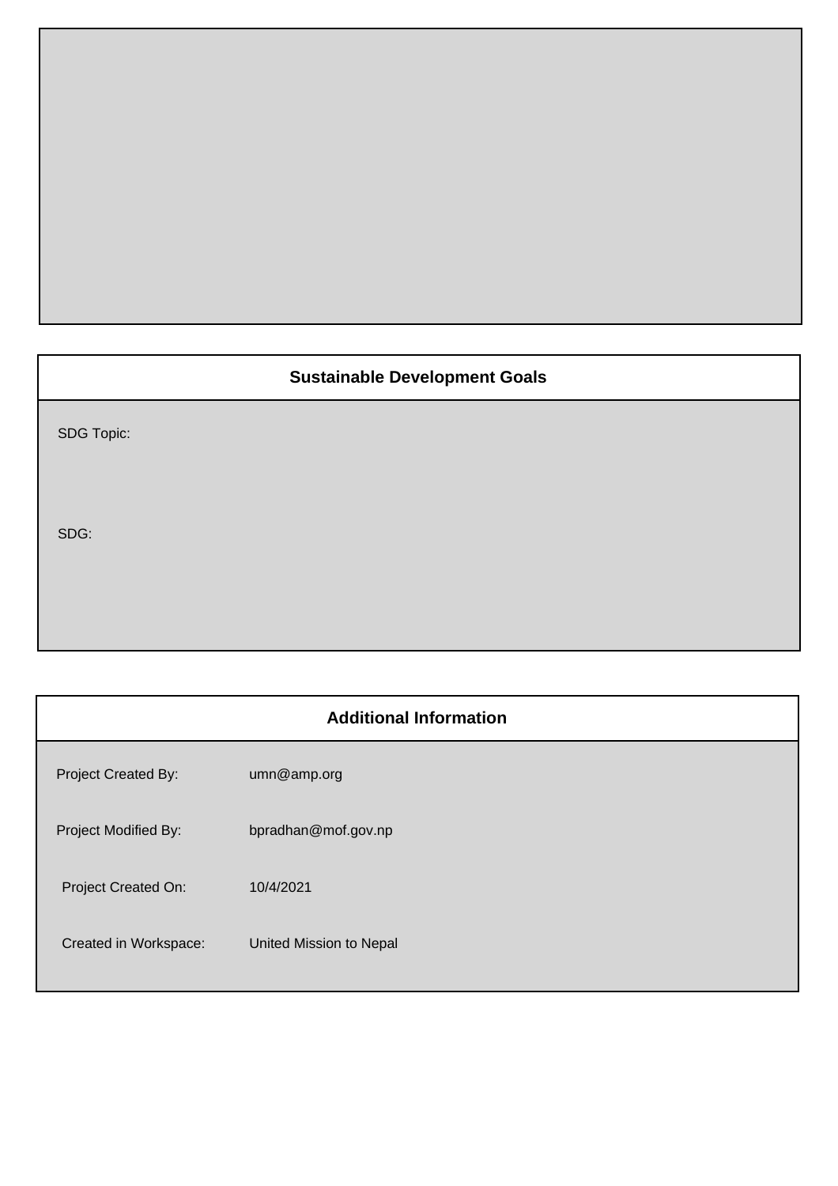## Sustainable Development Goals

SDG Topic:

SDG:

## Additional Information

| | |
|---|---|
| Project Created By: | umn@amp.org |
| Project Modified By: | bpradhan@mof.gov.np |
| Project Created On: | 10/4/2021 |
| Created in Workspace: | United Mission to Nepal |